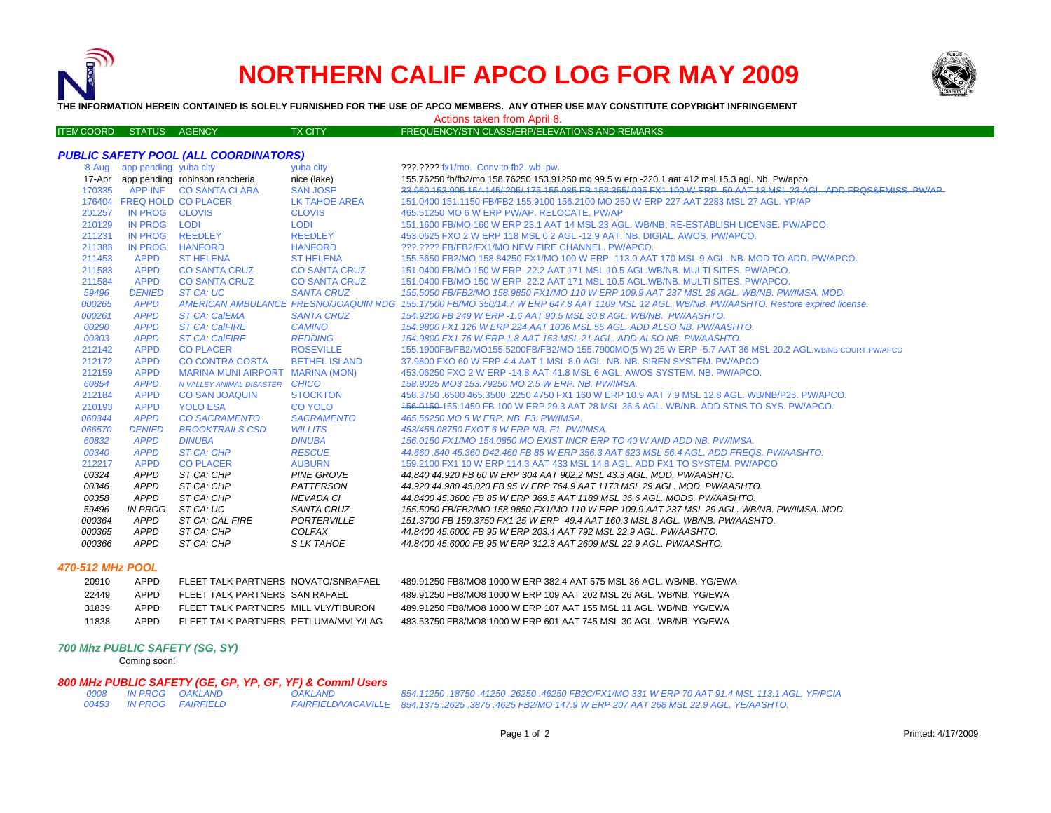# NORTHERN CALIF APCO LOG FOR MAY 2009

**THE INFORMATION HEREIN CONTAINED IS SOLELY FURNISHED FOR THE USE OF APCO MEMBERS. ANY OTHER USE MAY CONSTITUTE COPYRIGHT INFRINGEMENT**

Actions taken from April 8.

### *PUBLIC SAFETY POOL (ALL COORDINATORS)*

| ITEM COORD | STATUS | AGENCY | TX CITY | FREQUENCY/STN CLASS/ERP/ELEVATIONS AND REMARKS |
|---|---|---|---|---|
| 8-Aug | app pending | yuba city | yuba city | ???.???? fx1/mo. Conv to fb2. wb. pw. |
| 17-Apr | app pending | robinson rancheria | nice (lake) | 155.76250 fb/fb2/mo 158.76250 153.91250 mo 99.5 w erp -220.1 aat 412 msl 15.3 agl. Nb. Pw/apco |
| 170335 | APP INF | CO SANTA CLARA | SAN JOSE | ~~33.960 153.905 154.145/.205/.175 155.985 FB 158.355/.995 FX1 100 W ERP -50 AAT 18 MSL 23 AGL. ADD FRQS&EMISS. PW/AP~~ |
| 176404 | FREQ HOLD | CO PLACER | LK TAHOE AREA | 151.0400 151.1150 FB/FB2 155.9100 156.2100 MO 250 W ERP 227 AAT 2283 MSL 27 AGL. YP/AP |
| 201257 | IN PROG | CLOVIS | CLOVIS | 465.51250 MO 6 W ERP PW/AP. RELOCATE. PW/AP |
| 210129 | IN PROG | LODI | LODI | 151.1600 FB/MO 160 W ERP 23.1 AAT 14 MSL 23 AGL. WB/NB. RE-ESTABLISH LICENSE. PW/APCO. |
| 211231 | IN PROG | REEDLEY | REEDLEY | 453.0625 FXO 2 W ERP 118 MSL 0.2 AGL -12.9 AAT. NB. DIGIAL. AWOS. PW/APCO. |
| 211383 | IN PROG | HANFORD | HANFORD | ???.???? FB/FB2/FX1/MO NEW FIRE CHANNEL. PW/APCO. |
| 211453 | APPD | ST HELENA | ST HELENA | 155.5650 FB2/MO 158.84250 FX1/MO 100 W ERP -113.0 AAT 170 MSL 9 AGL. NB. MOD TO ADD. PW/APCO. |
| 211583 | APPD | CO SANTA CRUZ | CO SANTA CRUZ | 151.0400 FB/MO 150 W ERP -22.2 AAT 171 MSL 10.5 AGL.WB/NB. MULTI SITES. PW/APCO. |
| 211584 | APPD | CO SANTA CRUZ | CO SANTA CRUZ | 151.0400 FB/MO 150 W ERP -22.2 AAT 171 MSL 10.5 AGL.WB/NB. MULTI SITES. PW/APCO. |
| *59496* | *DENIED* | *ST CA: UC* | *SANTA CRUZ* | *155.5050 FB/FB2/MO 158.9850 FX1/MO 110 W ERP 109.9 AAT 237 MSL 29 AGL. WB/NB. PW/IMSA. MOD.* |
| *000265* | *APPD* | *AMERICAN AMBULANCE* | *FRESNO/JOAQUIN RDG* | *155.17500 FB/MO 350/14.7 W ERP 647.8 AAT 1109 MSL 12 AGL. WB/NB. PW/AASHTO. Restore expired license.* |
| *000261* | *APPD* | *ST CA: CalEMA* | *SANTA CRUZ* | *154.9200 FB 249 W ERP -1.6 AAT 90.5 MSL 30.8 AGL. WB/NB. PW/AASHTO.* |
| *00290* | *APPD* | *ST CA: CalFIRE* | *CAMINO* | *154.9800 FX1 126 W ERP 224 AAT 1036 MSL 55 AGL. ADD ALSO NB. PW/AASHTO.* |
| *00303* | *APPD* | *ST CA: CalFIRE* | *REDDING* | *154.9800 FX1 76 W ERP 1.8 AAT 153 MSL 21 AGL. ADD ALSO NB. PW/AASHTO.* |
| 212142 | APPD | CO PLACER | ROSEVILLE | 155.1900FB/FB2/MO155.5200FB/FB2/MO 155.7900MO(5 W) 25 W ERP -5.7 AAT 36 MSL 20.2 AGL.WB/NB.COURT.PW/APCO |
| 212172 | APPD | CO CONTRA COSTA | BETHEL ISLAND | 37.9800 FXO 60 W ERP 4.4 AAT 1 MSL 8.0 AGL. NB. SIREN SYSTEM. PW/APCO. |
| 212159 | APPD | MARINA MUNI AIRPORT | MARINA (MON) | 453.06250 FXO 2 W ERP -14.8 AAT 41.8 MSL 6 AGL. AWOS SYSTEM. NB. PW/APCO. |
| *60854* | *APPD* | *N VALLEY ANIMAL DISASTER* | *CHICO* | *158.9025 MO3 153.79250 MO 2.5 W ERP. NB. PW/IMSA.* |
| 212184 | APPD | CO SAN JOAQUIN | STOCKTON | 458.3750 .6500 465.3500 .2250 4750 FX1 160 W ERP 10.9 AAT 7.9 MSL 12.8 AGL. WB/NB/P25. PW/APCO. |
| 210193 | APPD | YOLO ESA | CO YOLO | ~~156.0150~~ 155.1450 FB 100 W ERP 29.3 AAT 28 MSL 36.6 AGL. WB/NB. ADD STNS TO SYS. PW/APCO. |
| *060344* | *APPD* | *CO SACRAMENTO* | *SACRAMENTO* | *465.56250 MO 5 W ERP. NB. F3. PW/IMSA.* |
| *066570* | *DENIED* | *BROOKTRAILS CSD* | *WILLITS* | *453/458.08750 FXOT 6 W ERP NB. F1. PW/IMSA.* |
| *60832* | *APPD* | *DINUBA* | *DINUBA* | *156.0150 FX1/MO 154.0850 MO EXIST INCR ERP TO 40 W AND ADD NB. PW/IMSA.* |
| *00340* | *APPD* | *ST CA: CHP* | *RESCUE* | *44.660 .840 45.360 D42.460 FB 85 W ERP 356.3 AAT 623 MSL 56.4 AGL. ADD FREQS. PW/AASHTO.* |
| 212217 | APPD | CO PLACER | AUBURN | 159.2100 FX1 10 W ERP 114.3 AAT 433 MSL 14.8 AGL. ADD FX1 TO SYSTEM. PW/APCO |
| *00324* | *APPD* | *ST CA: CHP* | *PINE GROVE* | *44.840 44.920 FB 60 W ERP 304 AAT 902.2 MSL 43.3 AGL. MOD. PW/AASHTO.* |
| *00346* | *APPD* | *ST CA: CHP* | *PATTERSON* | *44.920 44.980 45.020 FB 95 W ERP 764.9 AAT 1173 MSL 29 AGL. MOD. PW/AASHTO.* |
| *00358* | *APPD* | *ST CA: CHP* | *NEVADA CI* | *44.8400 45.3600 FB 85 W ERP 369.5 AAT 1189 MSL 36.6 AGL. MODS. PW/AASHTO.* |
| *59496* | *IN PROG* | *ST CA: UC* | *SANTA CRUZ* | *155.5050 FB/FB2/MO 158.9850 FX1/MO 110 W ERP 109.9 AAT 237 MSL 29 AGL. WB/NB. PW/IMSA. MOD.* |
| *000364* | *APPD* | *ST CA: CAL FIRE* | *PORTERVILLE* | *151.3700 FB 159.3750 FX1 25 W ERP -49.4 AAT 160.3 MSL 8 AGL. WB/NB. PW/AASHTO.* |
| *000365* | *APPD* | *ST CA: CHP* | *COLFAX* | *44.8400 45.6000 FB 95 W ERP 203.4 AAT 792 MSL 22.9 AGL. PW/AASHTO.* |
| *000366* | *APPD* | *ST CA: CHP* | *S LK TAHOE* | *44.8400 45.6000 FB 95 W ERP 312.3 AAT 2609 MSL 22.9 AGL. PW/AASHTO.* |

### *470-512 MHz POOL*

| ITEM COORD | STATUS | AGENCY | TX CITY | FREQUENCY/STN CLASS/ERP/ELEVATIONS AND REMARKS |
|---|---|---|---|---|
| 20910 | APPD | FLEET TALK PARTNERS | NOVATO/SNRAFAEL | 489.91250 FB8/MO8 1000 W ERP 382.4 AAT 575 MSL 36 AGL. WB/NB. YG/EWA |
| 22449 | APPD | FLEET TALK PARTNERS | SAN RAFAEL | 489.91250 FB8/MO8 1000 W ERP 109 AAT 202 MSL 26 AGL. WB/NB. YG/EWA |
| 31839 | APPD | FLEET TALK PARTNERS | MILL VLY/TIBURON | 489.91250 FB8/MO8 1000 W ERP 107 AAT 155 MSL 11 AGL. WB/NB. YG/EWA |
| 11838 | APPD | FLEET TALK PARTNERS | PETLUMA/MVLY/LAG | 483.53750 FB8/MO8 1000 W ERP 601 AAT 745 MSL 30 AGL. WB/NB. YG/EWA |

### *700 Mhz PUBLIC SAFETY (SG, SY)*

Coming soon!

### *800 MHz PUBLIC SAFETY (GE, GP, YP, GF, YF) & Comml Users*

| ITEM COORD | STATUS | AGENCY | TX CITY | FREQUENCY/STN CLASS/ERP/ELEVATIONS AND REMARKS |
|---|---|---|---|---|
| *0008* | *IN PROG* | *OAKLAND* | *OAKLAND* | *854.11250 .18750 .41250 .26250 .46250 FB2C/FX1/MO 331 W ERP 70 AAT 91.4 MSL 113.1 AGL. YF/PCIA* |
| *00453* | *IN PROG* | *FAIRFIELD* | *FAIRFIELD/VACAVILLE* | *854.1375 .2625 .3875 .4625 FB2/MO 147.9 W ERP 207 AAT 268 MSL 22.9 AGL. YE/AASHTO.* |

Printed: 4/17/2009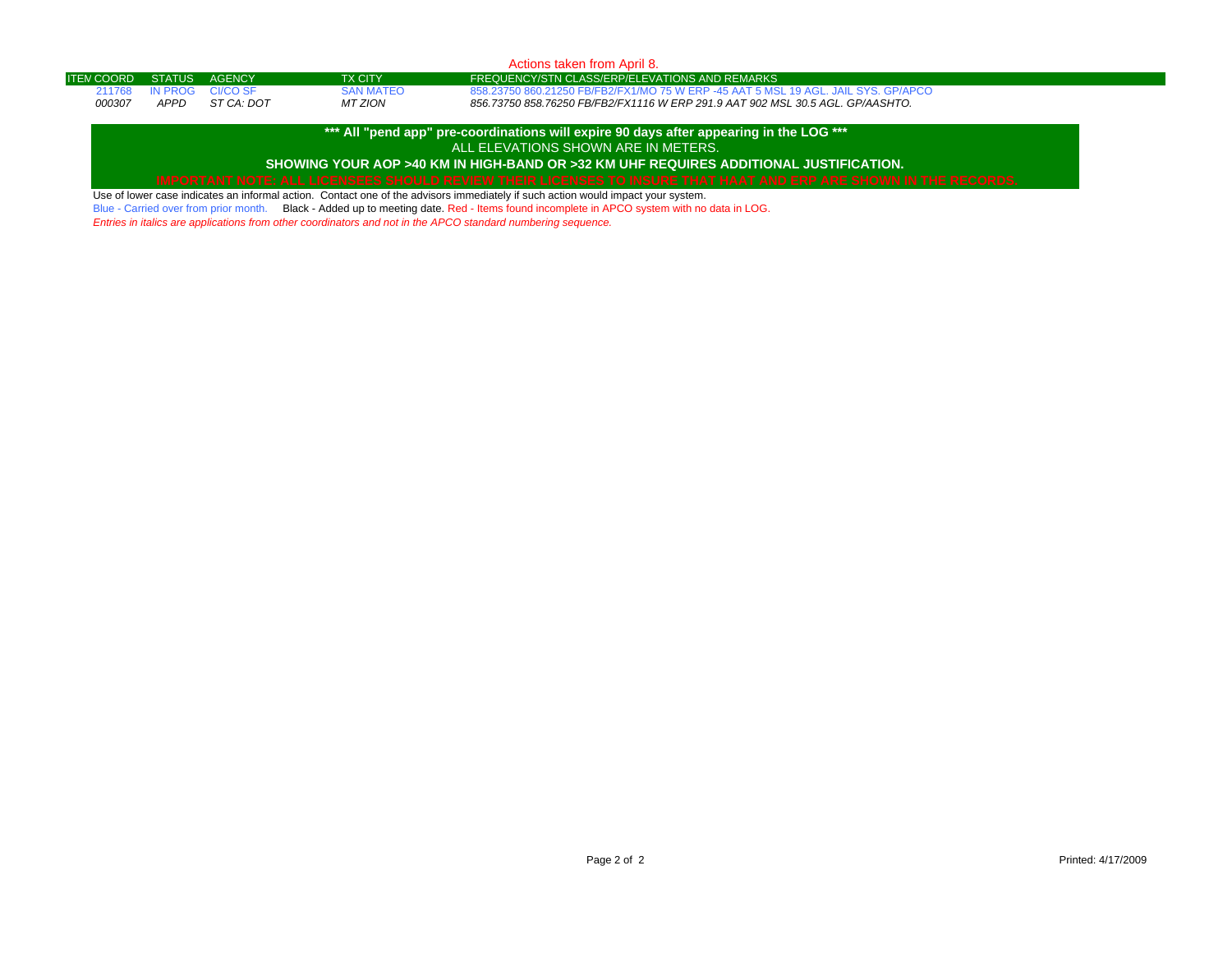Actions taken from April 8.

| ITEM COORD | STATUS | AGENCY | TX CITY | FREQUENCY/STN CLASS/ERP/ELEVATIONS AND REMARKS |
| --- | --- | --- | --- | --- |
| 211768 | IN PROG | CI/CO SF | SAN MATEO | 858.23750 860.21250 FB/FB2/FX1/MO 75 W ERP -45 AAT 5 MSL 19 AGL. JAIL SYS. GP/APCO |
| *000307* | *APPD* | *ST CA: DOT* | *MT ZION* | *856.73750 858.76250 FB/FB2/FX1116 W ERP 291.9 AAT 902 MSL 30.5 AGL. GP/AASHTO.* |

**\*\*\* All "pend app" pre-coordinations will expire 90 days after appearing in the LOG \*\*\***

ALL ELEVATIONS SHOWN ARE IN METERS.

**SHOWING YOUR AOP >40 KM IN HIGH-BAND OR >32 KM UHF REQUIRES ADDITIONAL JUSTIFICATION.**

**IMPORTANT NOTE: ALL LICENSEES SHOULD REVIEW THEIR LICENSES TO INSURE THAT HAAT AND ERP ARE SHOWN IN THE RECORDS.**

Use of lower case indicates an informal action. Contact one of the advisors immediately if such action would impact your system.

Blue - Carried over from prior month. Black - Added up to meeting date. Red - Items found incomplete in APCO system with no data in LOG.

*Entries in italics are applications from other coordinators and not in the APCO standard numbering sequence.*

Printed: 4/17/2009